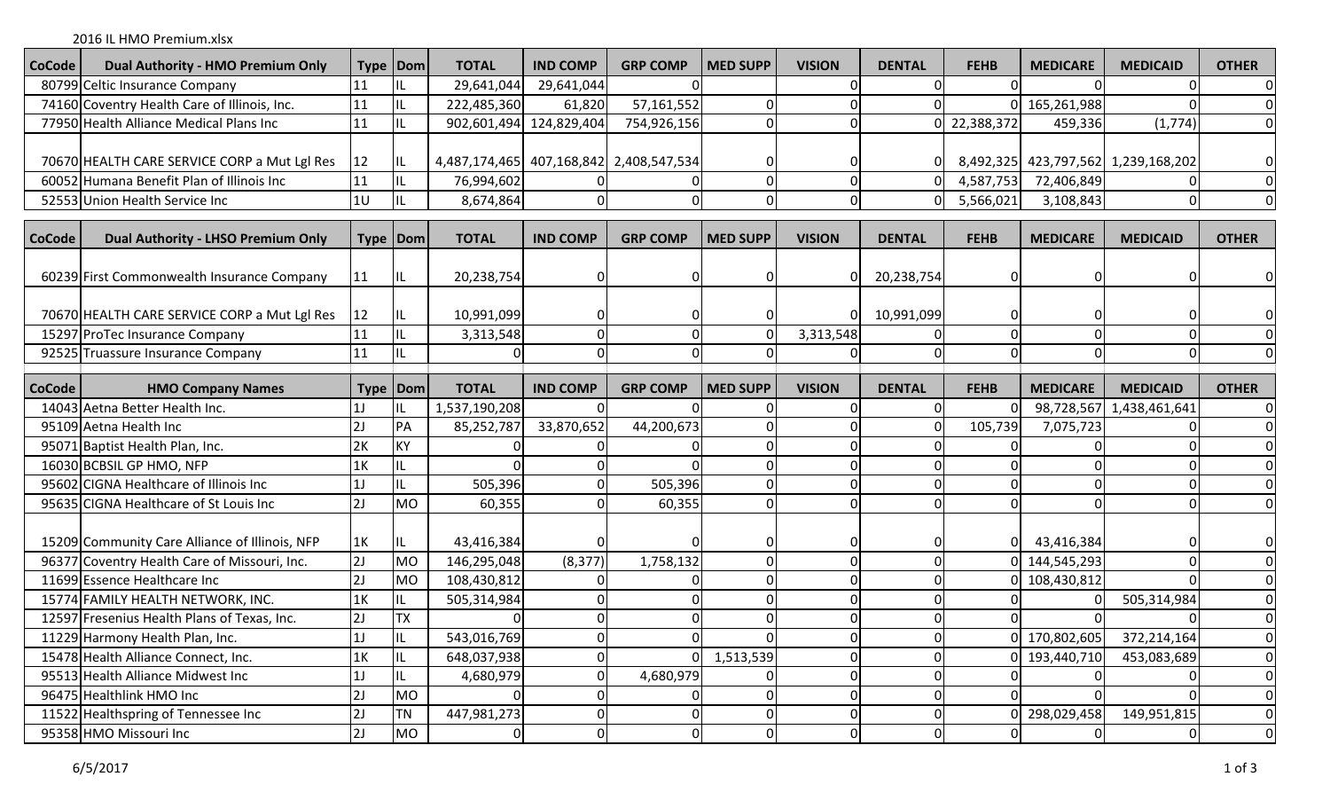2016 IL HMO Premium.xlsx

| CoCode | Dual Authority - HMO Premium Only | Type | Dom | TOTAL | IND COMP | GRP COMP | MED SUPP | VISION | DENTAL | FEHB | MEDICARE | MEDICAID | OTHER |
|---|---|---|---|---|---|---|---|---|---|---|---|---|---|
| 80799 | Celtic Insurance Company | 11 | IL | 29,641,044 | 29,641,044 | 0 | | 0 | 0 | 0 | 0 | 0 | 0 |
| 74160 | Coventry Health Care of Illinois, Inc. | 11 | IL | 222,485,360 | 61,820 | 57,161,552 | 0 | 0 | 0 | 0 | 165,261,988 | 0 | 0 |
| 77950 | Health Alliance Medical Plans Inc | 11 | IL | 902,601,494 | 124,829,404 | 754,926,156 | 0 | 0 | 0 | 22,388,372 | 459,336 | (1,774) | 0 |
| 70670 | HEALTH CARE SERVICE CORP a Mut Lgl Res | 12 | IL | 4,487,174,465 | 407,168,842 | 2,408,547,534 | 0 | 0 | 0 | 8,492,325 | 423,797,562 | 1,239,168,202 | 0 |
| 60052 | Humana Benefit Plan of Illinois Inc | 11 | IL | 76,994,602 | 0 | 0 | 0 | 0 | 0 | 4,587,753 | 72,406,849 | 0 | 0 |
| 52553 | Union Health Service Inc | 1U | IL | 8,674,864 | 0 | 0 | 0 | 0 | 0 | 5,566,021 | 3,108,843 | 0 | 0 |

| CoCode | Dual Authority - LHSO Premium Only | Type | Dom | TOTAL | IND COMP | GRP COMP | MED SUPP | VISION | DENTAL | FEHB | MEDICARE | MEDICAID | OTHER |
|---|---|---|---|---|---|---|---|---|---|---|---|---|---|
| 60239 | First Commonwealth Insurance Company | 11 | IL | 20,238,754 | 0 | 0 | 0 | 0 | 20,238,754 | 0 | 0 | 0 | 0 |
| 70670 | HEALTH CARE SERVICE CORP a Mut Lgl Res | 12 | IL | 10,991,099 | 0 | 0 | 0 | 0 | 10,991,099 | 0 | 0 | 0 | 0 |
| 15297 | ProTec Insurance Company | 11 | IL | 3,313,548 | 0 | 0 | 0 | 3,313,548 | 0 | 0 | 0 | 0 | 0 |
| 92525 | Truassure Insurance Company | 11 | IL | 0 | 0 | 0 | 0 | 0 | 0 | 0 | 0 | 0 | 0 |

| CoCode | HMO Company Names | Type | Dom | TOTAL | IND COMP | GRP COMP | MED SUPP | VISION | DENTAL | FEHB | MEDICARE | MEDICAID | OTHER |
|---|---|---|---|---|---|---|---|---|---|---|---|---|---|
| 14043 | Aetna Better Health Inc. | 1J | IL | 1,537,190,208 | 0 | 0 | 0 | 0 | 0 | 0 | 98,728,567 | 1,438,461,641 | 0 |
| 95109 | Aetna Health Inc | 2J | PA | 85,252,787 | 33,870,652 | 44,200,673 | 0 | 0 | 0 | 105,739 | 7,075,723 | 0 | 0 |
| 95071 | Baptist Health Plan, Inc. | 2K | KY | 0 | 0 | 0 | 0 | 0 | 0 | 0 | 0 | 0 | 0 |
| 16030 | BCBSIL GP HMO, NFP | 1K | IL | 0 | 0 | 0 | 0 | 0 | 0 | 0 | 0 | 0 | 0 |
| 95602 | CIGNA Healthcare of Illinois Inc | 1J | IL | 505,396 | 0 | 505,396 | 0 | 0 | 0 | 0 | 0 | 0 | 0 |
| 95635 | CIGNA Healthcare of St Louis Inc | 2J | MO | 60,355 | 0 | 60,355 | 0 | 0 | 0 | 0 | 0 | 0 | 0 |
| 15209 | Community Care Alliance of Illinois, NFP | 1K | IL | 43,416,384 | 0 | 0 | 0 | 0 | 0 | 0 | 43,416,384 | 0 | 0 |
| 96377 | Coventry Health Care of Missouri, Inc. | 2J | MO | 146,295,048 | (8,377) | 1,758,132 | 0 | 0 | 0 | 0 | 144,545,293 | 0 | 0 |
| 11699 | Essence Healthcare Inc | 2J | MO | 108,430,812 | 0 | 0 | 0 | 0 | 0 | 0 | 108,430,812 | 0 | 0 |
| 15774 | FAMILY HEALTH NETWORK, INC. | 1K | IL | 505,314,984 | 0 | 0 | 0 | 0 | 0 | 0 | 0 | 505,314,984 | 0 |
| 12597 | Fresenius Health Plans of Texas, Inc. | 2J | TX | 0 | 0 | 0 | 0 | 0 | 0 | 0 | 0 | 0 | 0 |
| 11229 | Harmony Health Plan, Inc. | 1J | IL | 543,016,769 | 0 | 0 | 0 | 0 | 0 | 0 | 170,802,605 | 372,214,164 | 0 |
| 15478 | Health Alliance Connect, Inc. | 1K | IL | 648,037,938 | 0 | 0 | 1,513,539 | 0 | 0 | 0 | 193,440,710 | 453,083,689 | 0 |
| 95513 | Health Alliance Midwest Inc | 1J | IL | 4,680,979 | 0 | 4,680,979 | 0 | 0 | 0 | 0 | 0 | 0 | 0 |
| 96475 | Healthlink HMO Inc | 2J | MO | 0 | 0 | 0 | 0 | 0 | 0 | 0 | 0 | 0 | 0 |
| 11522 | Healthspring of Tennessee Inc | 2J | TN | 447,981,273 | 0 | 0 | 0 | 0 | 0 | 0 | 298,029,458 | 149,951,815 | 0 |
| 95358 | HMO Missouri Inc | 2J | MO | 0 | 0 | 0 | 0 | 0 | 0 | 0 | 0 | 0 | 0 |

6/5/2017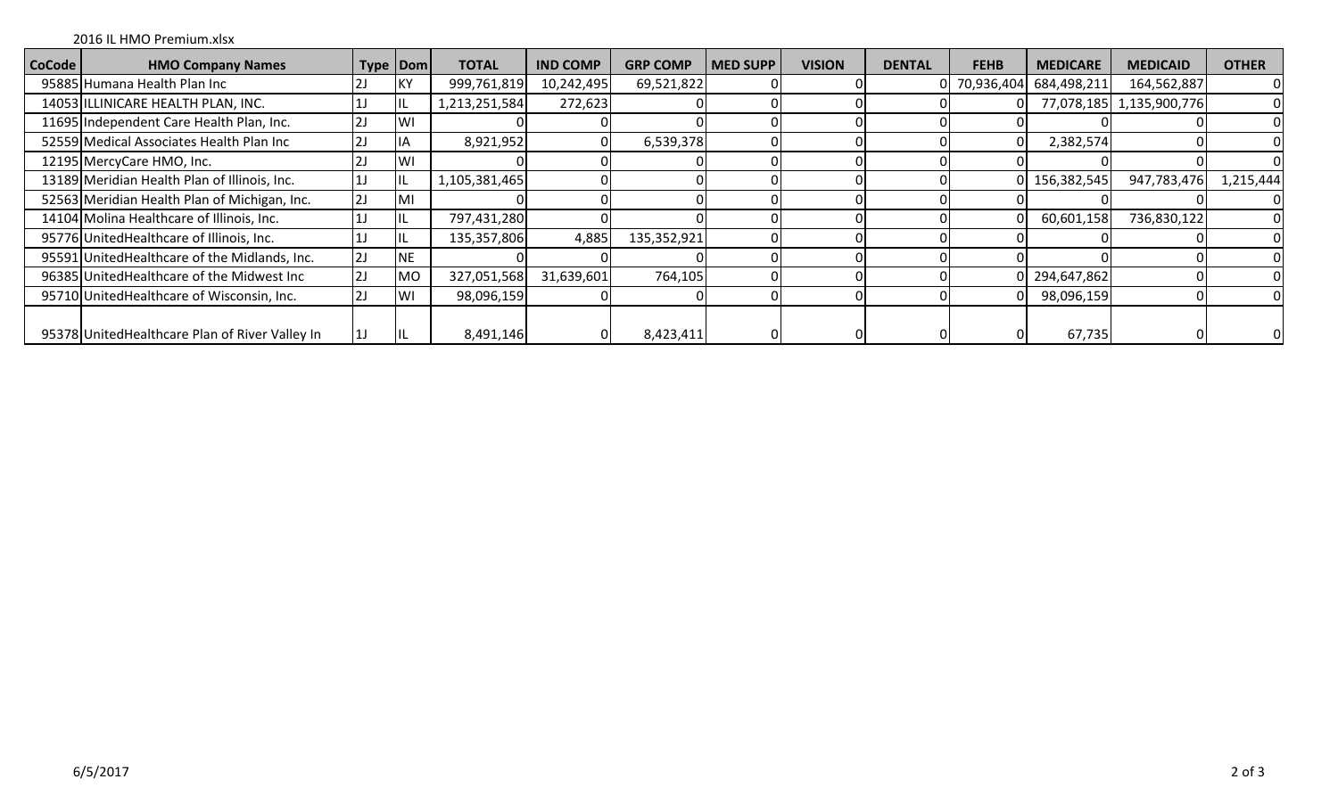2016 IL HMO Premium.xlsx

| CoCode | HMO Company Names | Type | Dom | TOTAL | IND COMP | GRP COMP | MED SUPP | VISION | DENTAL | FEHB | MEDICARE | MEDICAID | OTHER |
|---|---|---|---|---|---|---|---|---|---|---|---|---|---|
| 95885 | Humana Health Plan Inc | 2J | KY | 999,761,819 | 10,242,495 | 69,521,822 | 0 | 0 | 0 | 70,936,404 | 684,498,211 | 164,562,887 | 0 |
| 14053 | ILLINICARE HEALTH PLAN, INC. | 1J | IL | 1,213,251,584 | 272,623 | 0 | 0 | 0 | 0 | 0 | 77,078,185 | 1,135,900,776 | 0 |
| 11695 | Independent Care Health Plan, Inc. | 2J | WI | 0 | 0 | 0 | 0 | 0 | 0 | 0 | 0 | 0 | 0 |
| 52559 | Medical Associates Health Plan Inc | 2J | IA | 8,921,952 | 0 | 6,539,378 | 0 | 0 | 0 | 0 | 2,382,574 | 0 | 0 |
| 12195 | MercyCare HMO, Inc. | 2J | WI | 0 | 0 | 0 | 0 | 0 | 0 | 0 | 0 | 0 | 0 |
| 13189 | Meridian Health Plan of Illinois, Inc. | 1J | IL | 1,105,381,465 | 0 | 0 | 0 | 0 | 0 | 0 | 156,382,545 | 947,783,476 | 1,215,444 |
| 52563 | Meridian Health Plan of Michigan, Inc. | 2J | MI | 0 | 0 | 0 | 0 | 0 | 0 | 0 | 0 | 0 | 0 |
| 14104 | Molina Healthcare of Illinois, Inc. | 1J | IL | 797,431,280 | 0 | 0 | 0 | 0 | 0 | 0 | 60,601,158 | 736,830,122 | 0 |
| 95776 | UnitedHealthcare of Illinois, Inc. | 1J | IL | 135,357,806 | 4,885 | 135,352,921 | 0 | 0 | 0 | 0 | 0 | 0 | 0 |
| 95591 | UnitedHealthcare of the Midlands, Inc. | 2J | NE | 0 | 0 | 0 | 0 | 0 | 0 | 0 | 0 | 0 | 0 |
| 96385 | UnitedHealthcare of the Midwest Inc | 2J | MO | 327,051,568 | 31,639,601 | 764,105 | 0 | 0 | 0 | 0 | 294,647,862 | 0 | 0 |
| 95710 | UnitedHealthcare of Wisconsin, Inc. | 2J | WI | 98,096,159 | 0 | 0 | 0 | 0 | 0 | 0 | 98,096,159 | 0 | 0 |
| 95378 | UnitedHealthcare Plan of River Valley In | 1J | IL | 8,491,146 | 0 | 8,423,411 | 0 | 0 | 0 | 0 | 67,735 | 0 | 0 |

6/5/2017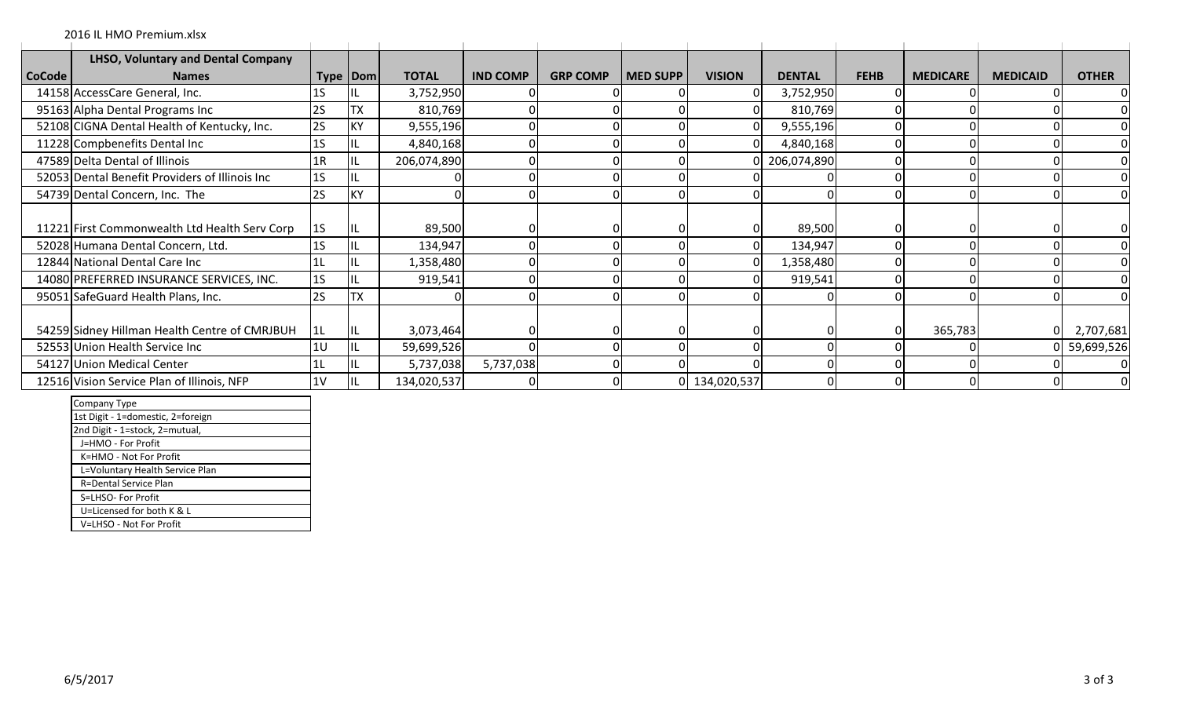2016 IL HMO Premium.xlsx

| CoCode | LHSO, Voluntary and Dental Company Names | Type | Dom | TOTAL | IND COMP | GRP COMP | MED SUPP | VISION | DENTAL | FEHB | MEDICARE | MEDICAID | OTHER |
|---|---|---|---|---|---|---|---|---|---|---|---|---|---|
| 14158 | AccessCare General, Inc. | 1S | IL | 3,752,950 | 0 | 0 | 0 | 0 | 3,752,950 | 0 | 0 | 0 | 0 |
| 95163 | Alpha Dental Programs Inc | 2S | TX | 810,769 | 0 | 0 | 0 | 0 | 810,769 | 0 | 0 | 0 | 0 |
| 52108 | CIGNA Dental Health of Kentucky, Inc. | 2S | KY | 9,555,196 | 0 | 0 | 0 | 0 | 9,555,196 | 0 | 0 | 0 | 0 |
| 11228 | Compbenefits Dental Inc | 1S | IL | 4,840,168 | 0 | 0 | 0 | 0 | 4,840,168 | 0 | 0 | 0 | 0 |
| 47589 | Delta Dental of Illinois | 1R | IL | 206,074,890 | 0 | 0 | 0 | 0 | 206,074,890 | 0 | 0 | 0 | 0 |
| 52053 | Dental Benefit Providers of Illinois Inc | 1S | IL | 0 | 0 | 0 | 0 | 0 | 0 | 0 | 0 | 0 | 0 |
| 54739 | Dental Concern, Inc. The | 2S | KY | 0 | 0 | 0 | 0 | 0 | 0 | 0 | 0 | 0 | 0 |
| 11221 | First Commonwealth Ltd Health Serv Corp | 1S | IL | 89,500 | 0 | 0 | 0 | 0 | 89,500 | 0 | 0 | 0 | 0 |
| 52028 | Humana Dental Concern, Ltd. | 1S | IL | 134,947 | 0 | 0 | 0 | 0 | 134,947 | 0 | 0 | 0 | 0 |
| 12844 | National Dental Care Inc | 1L | IL | 1,358,480 | 0 | 0 | 0 | 0 | 1,358,480 | 0 | 0 | 0 | 0 |
| 14080 | PREFERRED INSURANCE SERVICES, INC. | 1S | IL | 919,541 | 0 | 0 | 0 | 0 | 919,541 | 0 | 0 | 0 | 0 |
| 95051 | SafeGuard Health Plans, Inc. | 2S | TX | 0 | 0 | 0 | 0 | 0 | 0 | 0 | 0 | 0 | 0 |
| 54259 | Sidney Hillman Health Centre of CMRJBUH | 1L | IL | 3,073,464 | 0 | 0 | 0 | 0 | 0 | 0 | 365,783 | 0 | 2,707,681 |
| 52553 | Union Health Service Inc | 1U | IL | 59,699,526 | 0 | 0 | 0 | 0 | 0 | 0 | 0 | 0 | 59,699,526 |
| 54127 | Union Medical Center | 1L | IL | 5,737,038 | 5,737,038 | 0 | 0 | 0 | 0 | 0 | 0 | 0 | 0 |
| 12516 | Vision Service Plan of Illinois, NFP | 1V | IL | 134,020,537 | 0 | 0 | 0 | 134,020,537 | 0 | 0 | 0 | 0 | 0 |

| Company Type |
|---|
| 1st Digit - 1=domestic, 2=foreign |
| 2nd Digit - 1=stock, 2=mutual, |
| J=HMO - For Profit |
| K=HMO - Not For Profit |
| L=Voluntary Health Service Plan |
| R=Dental Service Plan |
| S=LHSO- For Profit |
| U=Licensed for both K & L |
| V=LHSO - Not For Profit |

6/5/2017